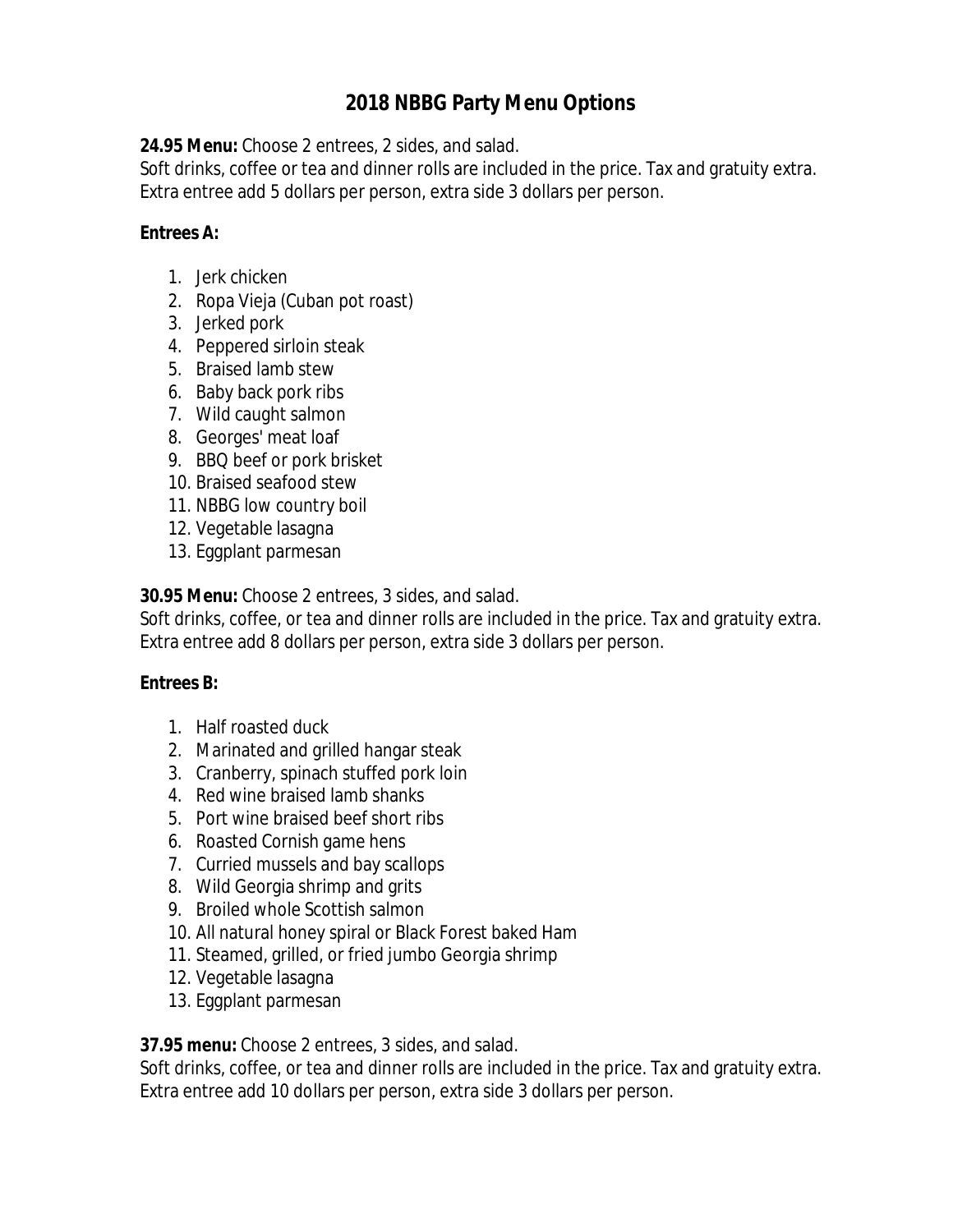# 2018 NBBG Party Menu Options

**24.95 Menu:** Choose 2 entrees, 2 sides, and salad.
Soft drinks, coffee or tea and dinner rolls are included in the price. Tax and gratuity extra. Extra entree add 5 dollars per person, extra side 3 dollars per person.

**Entrees A:**

1. Jerk chicken
2. Ropa Vieja (Cuban pot roast)
3. Jerked pork
4. Peppered sirloin steak
5. Braised lamb stew
6. Baby back pork ribs
7. Wild caught salmon
8. Georges' meat loaf
9. BBQ beef or pork brisket
10. Braised seafood stew
11. NBBG low country boil
12. Vegetable lasagna
13. Eggplant parmesan

**30.95 Menu:** Choose 2 entrees, 3 sides, and salad.
Soft drinks, coffee, or tea and dinner rolls are included in the price. Tax and gratuity extra. Extra entree add 8 dollars per person, extra side 3 dollars per person.

**Entrees B:**

1. Half roasted duck
2. Marinated and grilled hangar steak
3. Cranberry, spinach stuffed pork loin
4. Red wine braised lamb shanks
5. Port wine braised beef short ribs
6. Roasted Cornish game hens
7. Curried mussels and bay scallops
8. Wild Georgia shrimp and grits
9. Broiled whole Scottish salmon
10. All natural honey spiral or Black Forest baked Ham
11. Steamed, grilled, or fried jumbo Georgia shrimp
12. Vegetable lasagna
13. Eggplant parmesan

**37.95 menu:** Choose 2 entrees, 3 sides, and salad.
Soft drinks, coffee, or tea and dinner rolls are included in the price. Tax and gratuity extra. Extra entree add 10 dollars per person, extra side 3 dollars per person.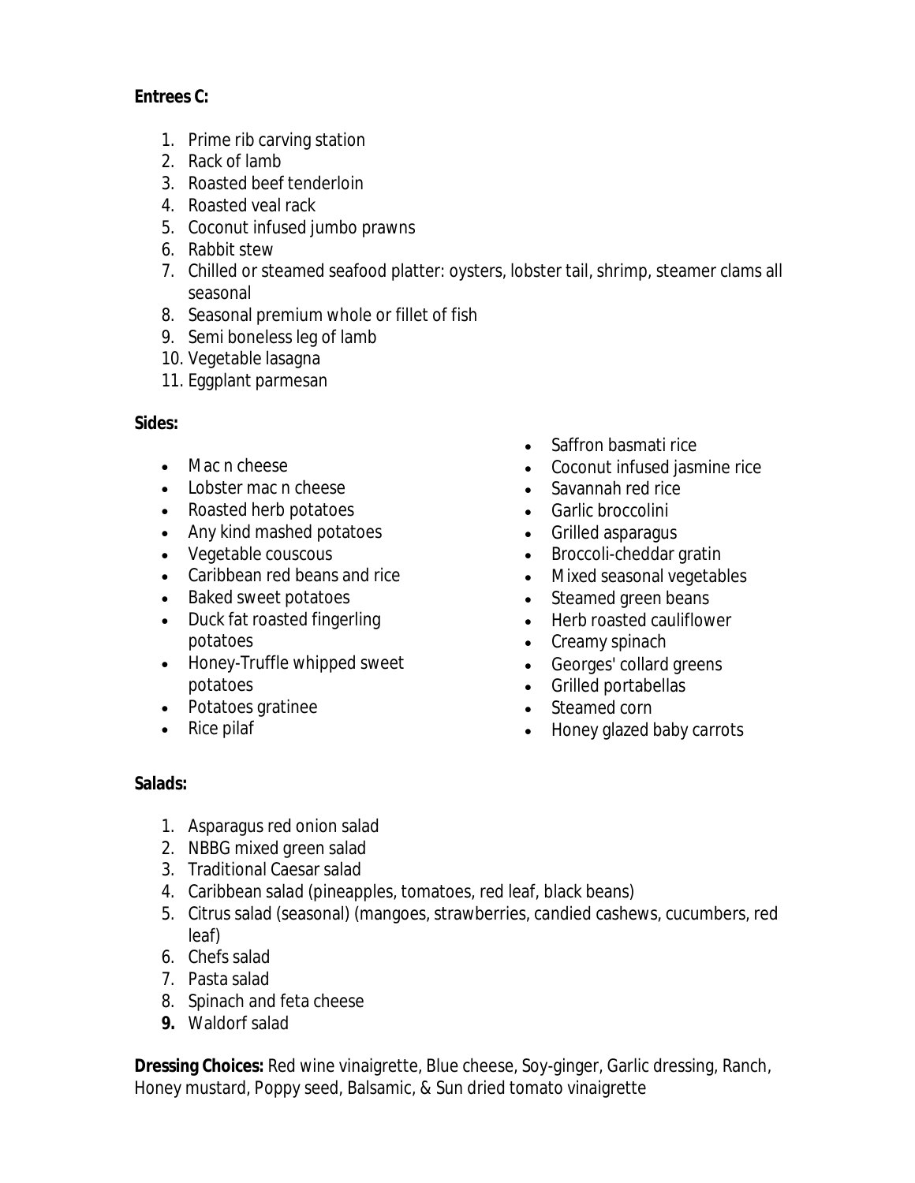**Entrees C:**

1. Prime rib carving station
2. Rack of lamb
3. Roasted beef tenderloin
4. Roasted veal rack
5. Coconut infused jumbo prawns
6. Rabbit stew
7. Chilled or steamed seafood platter: oysters, lobster tail, shrimp, steamer clams all seasonal
8. Seasonal premium whole or fillet of fish
9. Semi boneless leg of lamb
10. Vegetable lasagna
11. Eggplant parmesan

**Sides:**

- Mac n cheese
- Lobster mac n cheese
- Roasted herb potatoes
- Any kind mashed potatoes
- Vegetable couscous
- Caribbean red beans and rice
- Baked sweet potatoes
- Duck fat roasted fingerling potatoes
- Honey-Truffle whipped sweet potatoes
- Potatoes gratinee
- Rice pilaf
- Saffron basmati rice
- Coconut infused jasmine rice
- Savannah red rice
- Garlic broccolini
- Grilled asparagus
- Broccoli-cheddar gratin
- Mixed seasonal vegetables
- Steamed green beans
- Herb roasted cauliflower
- Creamy spinach
- Georges' collard greens
- Grilled portabellas
- Steamed corn
- Honey glazed baby carrots

**Salads:**

1. Asparagus red onion salad
2. NBBG mixed green salad
3. Traditional Caesar salad
4. Caribbean salad (pineapples, tomatoes, red leaf, black beans)
5. Citrus salad (seasonal) (mangoes, strawberries, candied cashews, cucumbers, red leaf)
6. Chefs salad
7. Pasta salad
8. Spinach and feta cheese
9. Waldorf salad

**Dressing Choices:** Red wine vinaigrette, Blue cheese, Soy-ginger, Garlic dressing, Ranch, Honey mustard, Poppy seed, Balsamic, & Sun dried tomato vinaigrette